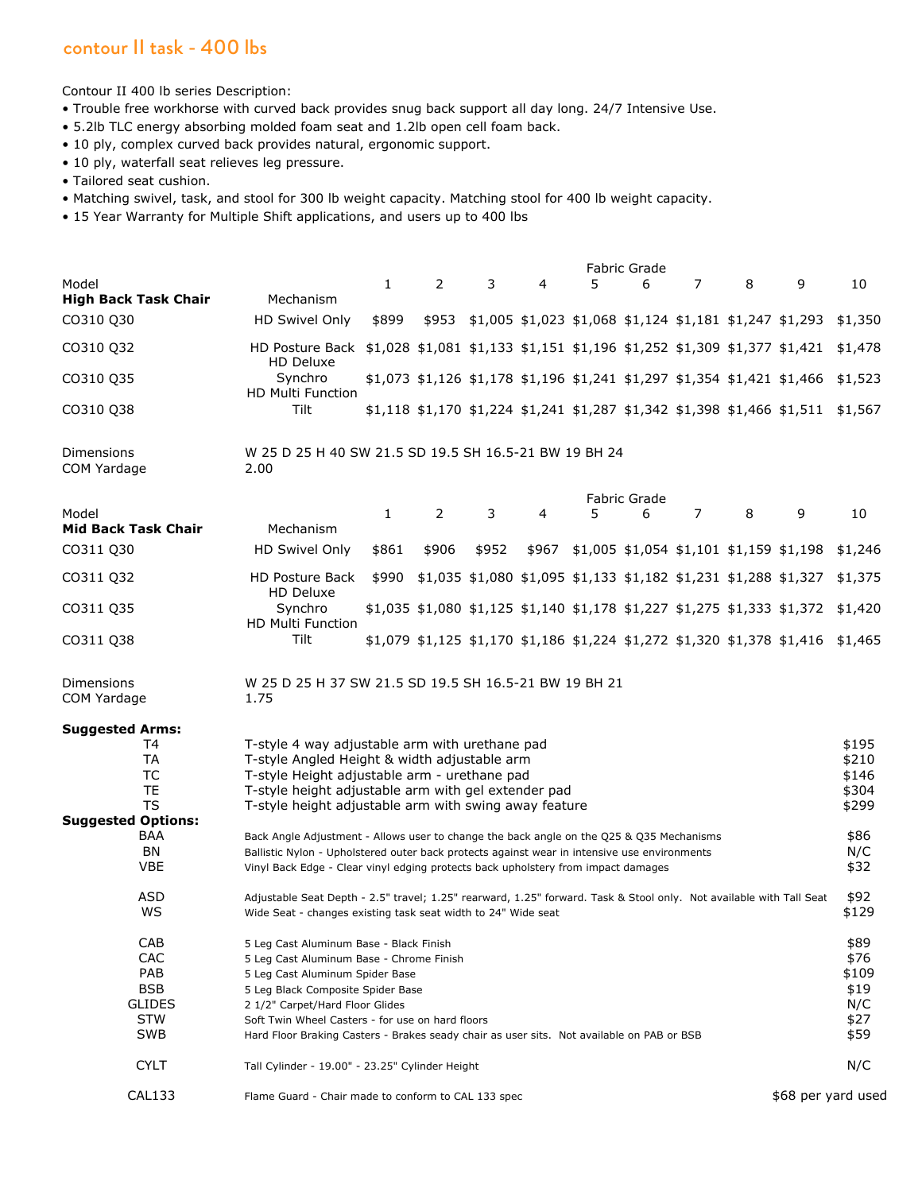# contour II task - 400 lbs

Contour II 400 lb series Description:

- Trouble free workhorse with curved back provides snug back support all day long. 24/7 Intensive Use.
- 5.2lb TLC energy absorbing molded foam seat and 1.2lb open cell foam back.
- 10 ply, complex curved back provides natural, ergonomic support.
- 10 ply, waterfall seat relieves leg pressure.
- Tailored seat cushion.
- Matching swivel, task, and stool for 300 lb weight capacity. Matching stool for 400 lb weight capacity.
- 15 Year Warranty for Multiple Shift applications, and users up to 400 lbs

| Model | | Fabric Grade | | | | | | | | | |
|---|---|---|---|---|---|---|---|---|---|---|---|
| **High Back Task Chair** | Mechanism | 1 | 2 | 3 | 4 | 5 | 6 | 7 | 8 | 9 | 10 |
| CO310 Q30 | HD Swivel Only | $899 | $953 | $1,005 | $1,023 | $1,068 | $1,124 | $1,181 | $1,247 | $1,293 | $1,350 |
| CO310 Q32 | HD Posture Back | $1,028 | $1,081 | $1,133 | $1,151 | $1,196 | $1,252 | $1,309 | $1,377 | $1,421 | $1,478 |
| CO310 Q35 | HD Deluxe Synchro | $1,073 | $1,126 | $1,178 | $1,196 | $1,241 | $1,297 | $1,354 | $1,421 | $1,466 | $1,523 |
| CO310 Q38 | HD Multi Function Tilt | $1,118 | $1,170 | $1,224 | $1,241 | $1,287 | $1,342 | $1,398 | $1,466 | $1,511 | $1,567 |

Dimensions: W 25 D 25 H 40 SW 21.5 SD 19.5 SH 16.5-21 BW 19 BH 24

COM Yardage: 2.00

| Model | | Fabric Grade | | | | | | | | | |
|---|---|---|---|---|---|---|---|---|---|---|---|
| **Mid Back Task Chair** | Mechanism | 1 | 2 | 3 | 4 | 5 | 6 | 7 | 8 | 9 | 10 |
| CO311 Q30 | HD Swivel Only | $861 | $906 | $952 | $967 | $1,005 | $1,054 | $1,101 | $1,159 | $1,198 | $1,246 |
| CO311 Q32 | HD Posture Back | $990 | $1,035 | $1,080 | $1,095 | $1,133 | $1,182 | $1,231 | $1,288 | $1,327 | $1,375 |
| CO311 Q35 | HD Deluxe Synchro | $1,035 | $1,080 | $1,125 | $1,140 | $1,178 | $1,227 | $1,275 | $1,333 | $1,372 | $1,420 |
| CO311 Q38 | HD Multi Function Tilt | $1,079 | $1,125 | $1,170 | $1,186 | $1,224 | $1,272 | $1,320 | $1,378 | $1,416 | $1,465 |

Dimensions: W 25 D 25 H 37 SW 21.5 SD 19.5 SH 16.5-21 BW 19 BH 21

COM Yardage: 1.75

| **Suggested Arms:** | | |
|---|---|---|
| T4 | T-style 4 way adjustable arm with urethane pad | $195 |
| TA | T-style Angled Height & width adjustable arm | $210 |
| TC | T-style Height adjustable arm - urethane pad | $146 |
| TE | T-style height adjustable arm with gel extender pad | $304 |
| TS | T-style height adjustable arm with swing away feature | $299 |
| **Suggested Options:** | | |
| BAA | Back Angle Adjustment - Allows user to change the back angle on the Q25 & Q35 Mechanisms | $86 |
| BN | Ballistic Nylon - Upholstered outer back protects against wear in intensive use environments | N/C |
| VBE | Vinyl Back Edge - Clear vinyl edging protects back upholstery from impact damages | $32 |
| ASD | Adjustable Seat Depth - 2.5" travel; 1.25" rearward, 1.25" forward. Task & Stool only. Not available with Tall Seat | $92 |
| WS | Wide Seat - changes existing task seat width to 24" Wide seat | $129 |
| CAB | 5 Leg Cast Aluminum Base - Black Finish | $89 |
| CAC | 5 Leg Cast Aluminum Base - Chrome Finish | $76 |
| PAB | 5 Leg Cast Aluminum Spider Base | $109 |
| BSB | 5 Leg Black Composite Spider Base | $19 |
| GLIDES | 2 1/2" Carpet/Hard Floor Glides | N/C |
| STW | Soft Twin Wheel Casters - for use on hard floors | $27 |
| SWB | Hard Floor Braking Casters - Brakes seady chair as user sits. Not available on PAB or BSB | $59 |
| CYLT | Tall Cylinder - 19.00" - 23.25" Cylinder Height | N/C |
| CAL133 | Flame Guard - Chair made to conform to CAL 133 spec | $68 per yard used |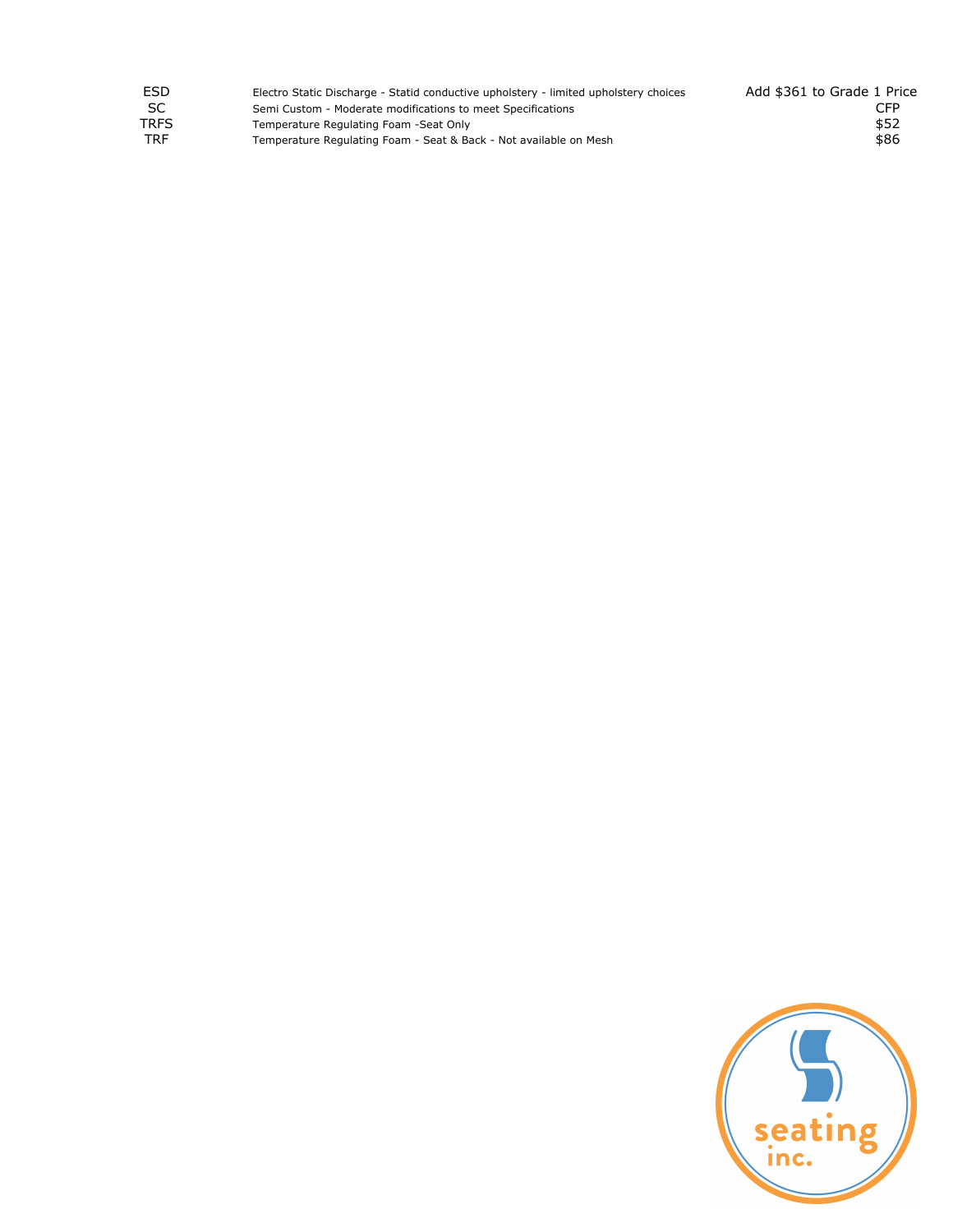| | | |
|---|---|---|
| ESD | Electro Static Discharge - Statid conductive upholstery - limited upholstery choices | Add $361 to Grade 1 Price |
| SC | Semi Custom - Moderate modifications to meet Specifications | CFP |
| TRFS | Temperature Regulating Foam -Seat Only | $52 |
| TRF | Temperature Regulating Foam - Seat & Back - Not available on Mesh | $86 |

seating inc.